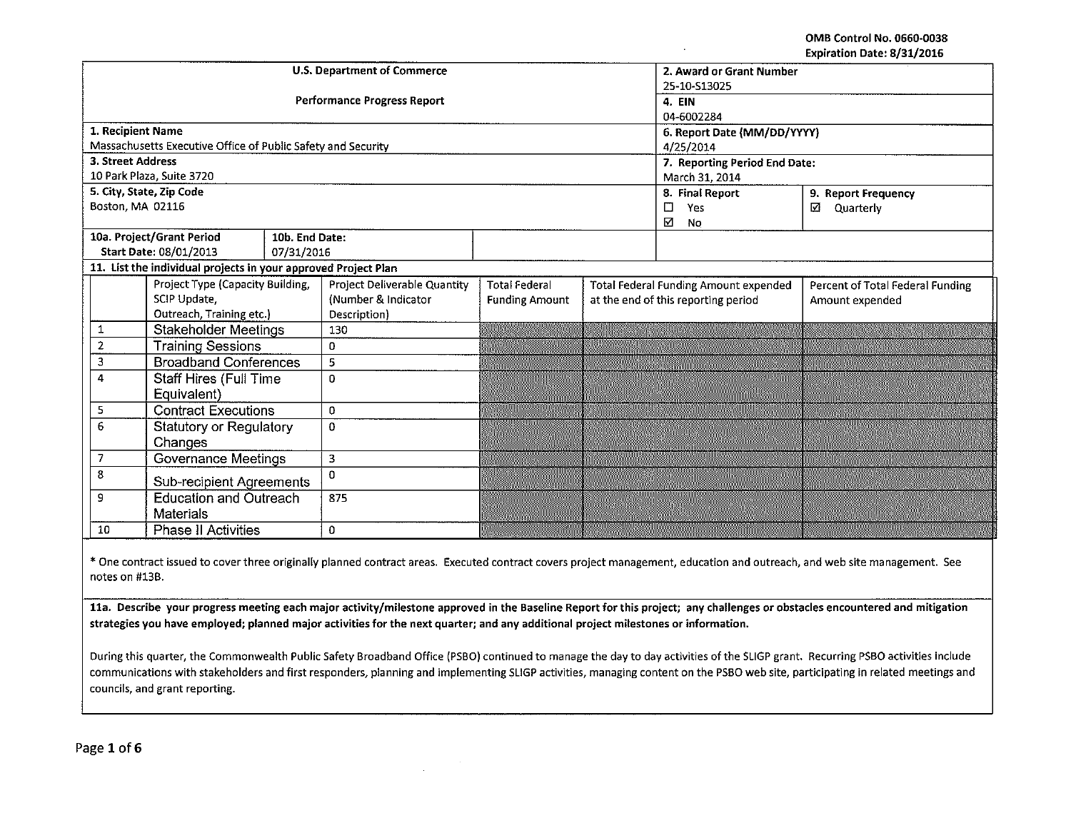OMB Control No. 0660-0038
Expiration Date: 8/31/2016

| U.S. Department of Commerce<br><br>Performance Progress Report | 2. Award or Grant Number<br>25-10-S13025 | |
|---|---|---|
| | 4. EIN<br>04-6002284 | |
| 1. Recipient Name<br>Massachusetts Executive Office of Public Safety and Security | 6. Report Date (MM/DD/YYYY)<br>4/25/2014 | |
| 3. Street Address<br>10 Park Plaza, Suite 3720 | 7. Reporting Period End Date:<br>March 31, 2014 | |
| 5. City, State, Zip Code<br>Boston, MA 02116 | 8. Final Report<br>☐ Yes<br>☑ No | 9. Report Frequency<br>☑ Quarterly |
| 10a. Project/Grant Period<br>Start Date: 08/01/2013 | 10b. End Date:<br>07/31/2016 | |

**11. List the individual projects in your approved Project Plan**

| | Project Type (Capacity Building, SCIP Update, Outreach, Training etc.) | Project Deliverable Quantity (Number & Indicator Description) | Total Federal Funding Amount | Total Federal Funding Amount expended at the end of this reporting period | Percent of Total Federal Funding Amount expended |
|---|---|---|---|---|---|
| 1 | Stakeholder Meetings | 130 | | | |
| 2 | Training Sessions | 0 | | | |
| 3 | Broadband Conferences | 5 | | | |
| 4 | Staff Hires (Full Time Equivalent) | 0 | | | |
| 5 | Contract Executions | 0 | | | |
| 6 | Statutory or Regulatory Changes | 0 | | | |
| 7 | Governance Meetings | 3 | | | |
| 8 | Sub-recipient Agreements | 0 | | | |
| 9 | Education and Outreach Materials | 875 | | | |
| 10 | Phase II Activities | 0 | | | |

* One contract issued to cover three originally planned contract areas. Executed contract covers project management, education and outreach, and web site management. See notes on #13B.

**11a. Describe your progress meeting each major activity/milestone approved in the Baseline Report for this project; any challenges or obstacles encountered and mitigation strategies you have employed; planned major activities for the next quarter; and any additional project milestones or information.**

During this quarter, the Commonwealth Public Safety Broadband Office (PSBO) continued to manage the day to day activities of the SLIGP grant. Recurring PSBO activities include communications with stakeholders and first responders, planning and implementing SLIGP activities, managing content on the PSBO web site, participating in related meetings and councils, and grant reporting.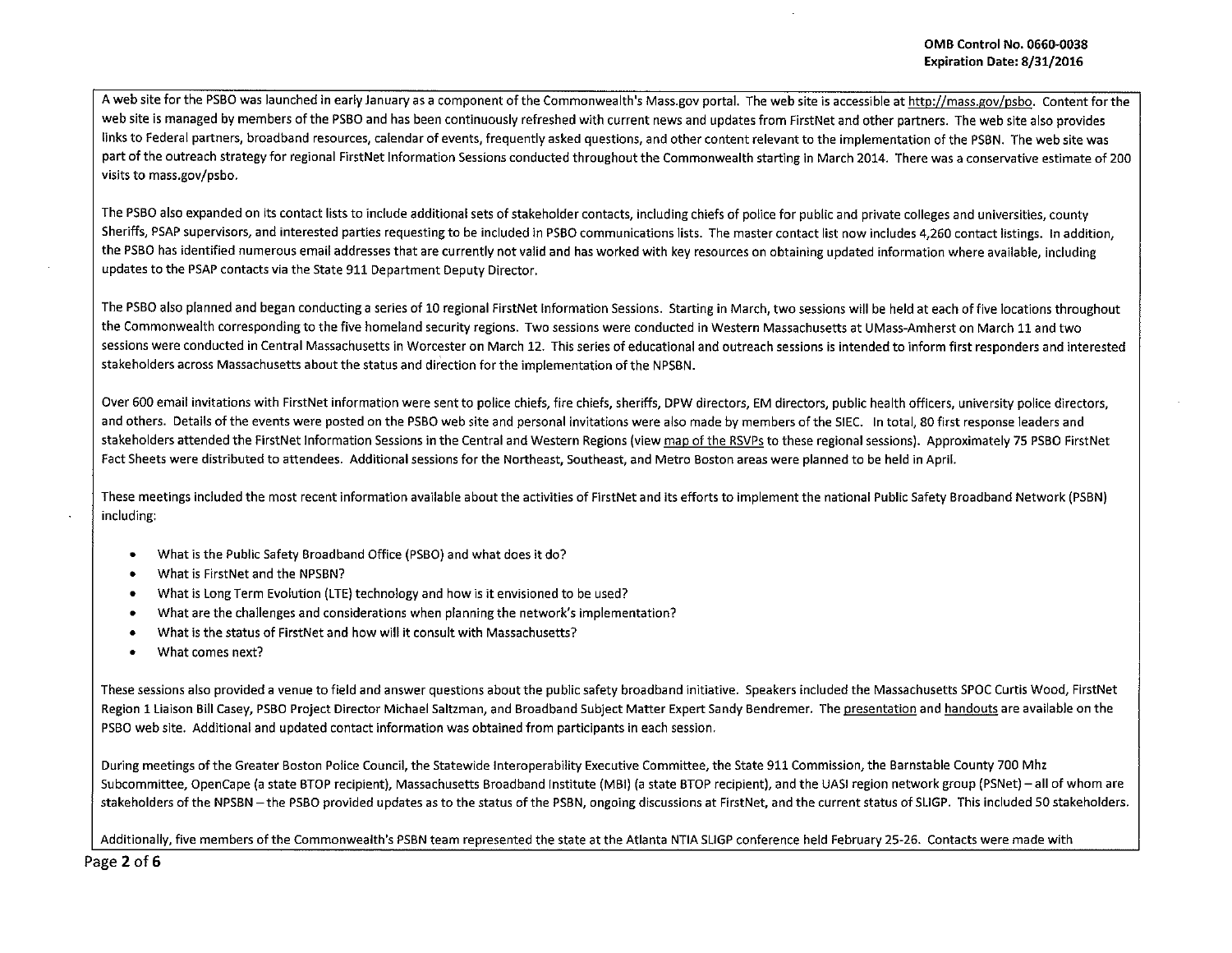A web site for the PSBO was launched in early January as a component of the Commonwealth's Mass.gov portal. The web site is accessible at http://mass.gov/psbo. Content for the web site is managed by members of the PSBO and has been continuously refreshed with current news and updates from FirstNet and other partners. The web site also provides links to Federal partners, broadband resources, calendar of events, frequently asked questions, and other content relevant to the implementation of the PSBN. The web site was part of the outreach strategy for regional FirstNet Information Sessions conducted throughout the Commonwealth starting in March 2014. There was a conservative estimate of 200 visits to mass.gov/psbo.

The PSBO also expanded on its contact lists to include additional sets of stakeholder contacts, including chiefs of police for public and private colleges and universities, county Sheriffs, PSAP supervisors, and interested parties requesting to be included in PSBO communications lists. The master contact list now includes 4,260 contact listings. In addition, the PSBO has identified numerous email addresses that are currently not valid and has worked with key resources on obtaining updated information where available, including updates to the PSAP contacts via the State 911 Department Deputy Director.

The PSBO also planned and began conducting a series of 10 regional FirstNet Information Sessions. Starting in March, two sessions will be held at each of five locations throughout the Commonwealth corresponding to the five homeland security regions. Two sessions were conducted in Western Massachusetts at UMass-Amherst on March 11 and two sessions were conducted in Central Massachusetts in Worcester on March 12. This series of educational and outreach sessions is intended to inform first responders and interested stakeholders across Massachusetts about the status and direction for the implementation of the NPSBN.

Over 600 email invitations with FirstNet information were sent to police chiefs, fire chiefs, sheriffs, DPW directors, EM directors, public health officers, university police directors, and others. Details of the events were posted on the PSBO web site and personal invitations were also made by members of the SIEC. In total, 80 first response leaders and stakeholders attended the FirstNet Information Sessions in the Central and Western Regions (view map of the RSVPs to these regional sessions). Approximately 75 PSBO FirstNet Fact Sheets were distributed to attendees. Additional sessions for the Northeast, Southeast, and Metro Boston areas were planned to be held in April.

These meetings included the most recent information available about the activities of FirstNet and its efforts to implement the national Public Safety Broadband Network (PSBN) including:

- What is the Public Safety Broadband Office (PSBO) and what does it do?
- What is FirstNet and the NPSBN?
- What is Long Term Evolution (LTE) technology and how is it envisioned to be used?
- What are the challenges and considerations when planning the network's implementation?
- What is the status of FirstNet and how will it consult with Massachusetts?
- What comes next?

These sessions also provided a venue to field and answer questions about the public safety broadband initiative. Speakers included the Massachusetts SPOC Curtis Wood, FirstNet Region 1 Liaison Bill Casey, PSBO Project Director Michael Saltzman, and Broadband Subject Matter Expert Sandy Bendremer. The presentation and handouts are available on the PSBO web site. Additional and updated contact information was obtained from participants in each session.

During meetings of the Greater Boston Police Council, the Statewide Interoperability Executive Committee, the State 911 Commission, the Barnstable County 700 Mhz Subcommittee, OpenCape (a state BTOP recipient), Massachusetts Broadband Institute (MBI) (a state BTOP recipient), and the UASI region network group (PSNet) – all of whom are stakeholders of the NPSBN – the PSBO provided updates as to the status of the PSBN, ongoing discussions at FirstNet, and the current status of SLIGP. This included 50 stakeholders.

Additionally, five members of the Commonwealth's PSBN team represented the state at the Atlanta NTIA SLIGP conference held February 25-26. Contacts were made with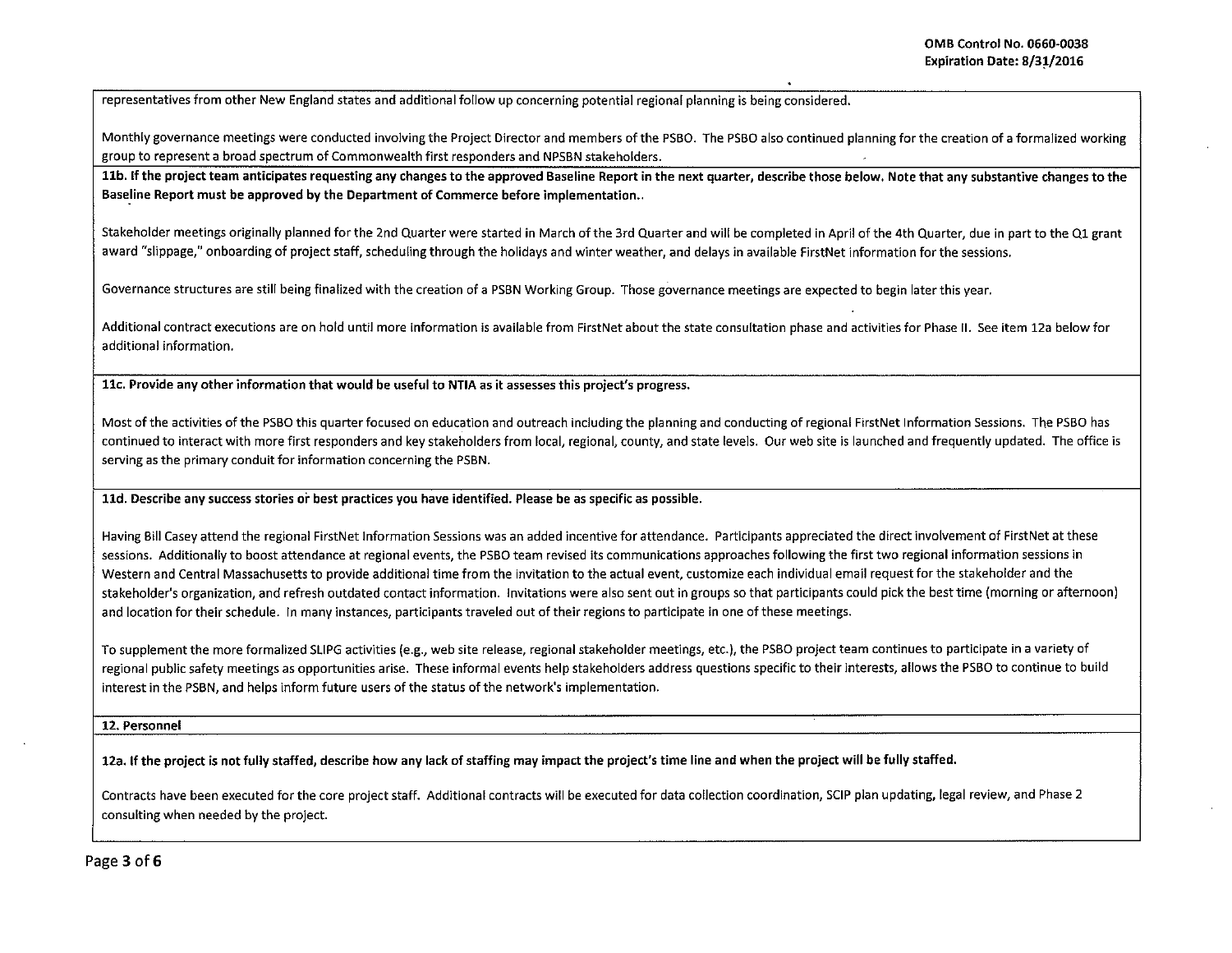representatives from other New England states and additional follow up concerning potential regional planning is being considered.

Monthly governance meetings were conducted involving the Project Director and members of the PSBO. The PSBO also continued planning for the creation of a formalized working group to represent a broad spectrum of Commonwealth first responders and NPSBN stakeholders.

**11b. If the project team anticipates requesting any changes to the approved Baseline Report in the next quarter, describe those below. Note that any substantive changes to the Baseline Report must be approved by the Department of Commerce before implementation..**

Stakeholder meetings originally planned for the 2nd Quarter were started in March of the 3rd Quarter and will be completed in April of the 4th Quarter, due in part to the Q1 grant award "slippage," onboarding of project staff, scheduling through the holidays and winter weather, and delays in available FirstNet information for the sessions.

Governance structures are still being finalized with the creation of a PSBN Working Group. Those governance meetings are expected to begin later this year.

Additional contract executions are on hold until more information is available from FirstNet about the state consultation phase and activities for Phase II. See item 12a below for additional information.

**11c. Provide any other information that would be useful to NTIA as it assesses this project's progress.**

Most of the activities of the PSBO this quarter focused on education and outreach including the planning and conducting of regional FirstNet Information Sessions. The PSBO has continued to interact with more first responders and key stakeholders from local, regional, county, and state levels. Our web site is launched and frequently updated. The office is serving as the primary conduit for information concerning the PSBN.

**11d. Describe any success stories or best practices you have identified. Please be as specific as possible.**

Having Bill Casey attend the regional FirstNet Information Sessions was an added incentive for attendance. Participants appreciated the direct involvement of FirstNet at these sessions. Additionally to boost attendance at regional events, the PSBO team revised its communications approaches following the first two regional information sessions in Western and Central Massachusetts to provide additional time from the invitation to the actual event, customize each individual email request for the stakeholder and the stakeholder's organization, and refresh outdated contact information. Invitations were also sent out in groups so that participants could pick the best time (morning or afternoon) and location for their schedule. In many instances, participants traveled out of their regions to participate in one of these meetings.

To supplement the more formalized SLIPG activities (e.g., web site release, regional stakeholder meetings, etc.), the PSBO project team continues to participate in a variety of regional public safety meetings as opportunities arise. These informal events help stakeholders address questions specific to their interests, allows the PSBO to continue to build interest in the PSBN, and helps inform future users of the status of the network's implementation.

**12. Personnel**

**12a. If the project is not fully staffed, describe how any lack of staffing may impact the project's time line and when the project will be fully staffed.**

Contracts have been executed for the core project staff. Additional contracts will be executed for data collection coordination, SCIP plan updating, legal review, and Phase 2 consulting when needed by the project.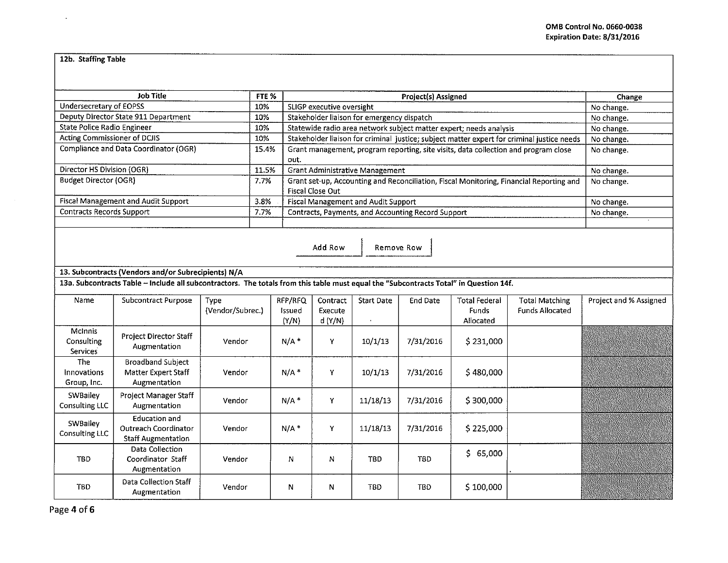OMB Control No. 0660-0038
Expiration Date: 8/31/2016

### 12b. Staffing Table

| Job Title | FTE % | Project(s) Assigned | Change |
|---|---|---|---|
| Undersecretary of EOPSS | 10% | SLIGP executive oversight | No change. |
| Deputy Director State 911 Department | 10% | Stakeholder liaison for emergency dispatch | No change. |
| State Police Radio Engineer | 10% | Statewide radio area network subject matter expert; needs analysis | No change. |
| Acting Commissioner of DCJIS | 10% | Stakeholder liaison for criminal justice; subject matter expert for criminal justice needs | No change. |
| Compliance and Data Coordinator (OGR) | 15.4% | Grant management, program reporting, site visits, data collection and program close out. | No change. |
| Director HS Division (OGR) | 11.5% | Grant Administrative Management | No change. |
| Budget Director (OGR) | 7.7% | Grant set-up, Accounting and Reconciliation, Fiscal Monitoring, Financial Reporting and Fiscal Close Out | No change. |
| Fiscal Management and Audit Support | 3.8% | Fiscal Management and Audit Support | No change. |
| Contracts Records Support | 7.7% | Contracts, Payments, and Accounting Record Support | No change. |
| | | | |

Add Row   Remove Row

### 13. Subcontracts (Vendors and/or Subrecipients) N/A

**13a. Subcontracts Table – Include all subcontractors. The totals from this table must equal the "Subcontracts Total" in Question 14f.**

| Name | Subcontract Purpose | Type (Vendor/Subrec.) | RFP/RFQ Issued (Y/N) | Contract Executed (Y/N) | Start Date | End Date | Total Federal Funds Allocated | Total Matching Funds Allocated | Project and % Assigned |
|---|---|---|---|---|---|---|---|---|---|
| McInnis Consulting Services | Project Director Staff Augmentation | Vendor | N/A * | Y | 10/1/13 | 7/31/2016 | $ 231,000 | | |
| The Innovations Group, Inc. | Broadband Subject Matter Expert Staff Augmentation | Vendor | N/A * | Y | 10/1/13 | 7/31/2016 | $ 480,000 | | |
| SWBailey Consulting LLC | Project Manager Staff Augmentation | Vendor | N/A * | Y | 11/18/13 | 7/31/2016 | $ 300,000 | | |
| SWBailey Consulting LLC | Education and Outreach Coordinator Staff Augmentation | Vendor | N/A * | Y | 11/18/13 | 7/31/2016 | $ 225,000 | | |
| TBD | Data Collection Coordinator Staff Augmentation | Vendor | N | N | TBD | TBD | $ 65,000 | | |
| TBD | Data Collection Staff Augmentation | Vendor | N | N | TBD | TBD | $ 100,000 | | |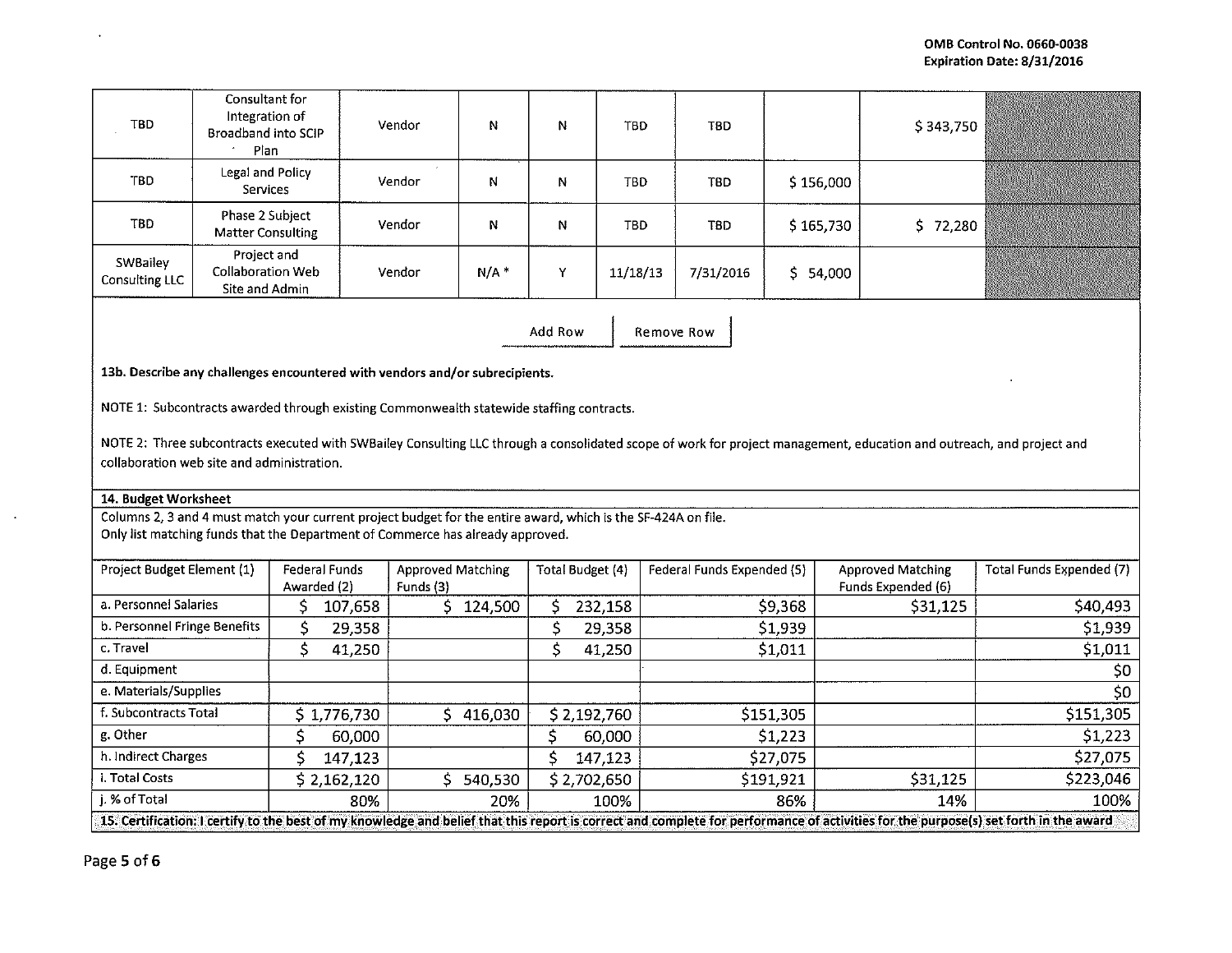| TBD | Consultant for Integration of Broadband into SCIP Plan | Vendor | N | N | TBD | TBD | | $ 343,750 | |
|---|---|---|---|---|---|---|---|---|---|
| TBD | Legal and Policy Services | Vendor | N | N | TBD | TBD | $ 156,000 | | |
| TBD | Phase 2 Subject Matter Consulting | Vendor | N | N | TBD | TBD | $ 165,730 | $ 72,280 | |
| SWBailey Consulting LLC | Project and Collaboration Web Site and Admin | Vendor | N/A * | Y | 11/18/13 | 7/31/2016 | $ 54,000 | | |

Add Row | Remove Row

**13b. Describe any challenges encountered with vendors and/or subrecipients.**

NOTE 1: Subcontracts awarded through existing Commonwealth statewide staffing contracts.

NOTE 2: Three subcontracts executed with SWBailey Consulting LLC through a consolidated scope of work for project management, education and outreach, and project and collaboration web site and administration.

**14. Budget Worksheet**

Columns 2, 3 and 4 must match your current project budget for the entire award, which is the SF-424A on file.
Only list matching funds that the Department of Commerce has already approved.

| Project Budget Element (1) | Federal Funds Awarded (2) | Approved Matching Funds (3) | Total Budget (4) | Federal Funds Expended (5) | Approved Matching Funds Expended (6) | Total Funds Expended (7) |
|---|---|---|---|---|---|---|
| a. Personnel Salaries | $ 107,658 | $ 124,500 | $ 232,158 | $9,368 | $31,125 | $40,493 |
| b. Personnel Fringe Benefits | $ 29,358 | | $ 29,358 | $1,939 | | $1,939 |
| c. Travel | $ 41,250 | | $ 41,250 | $1,011 | | $1,011 |
| d. Equipment | | | | | | $0 |
| e. Materials/Supplies | | | | | | $0 |
| f. Subcontracts Total | $ 1,776,730 | $ 416,030 | $ 2,192,760 | $151,305 | | $151,305 |
| g. Other | $ 60,000 | | $ 60,000 | $1,223 | | $1,223 |
| h. Indirect Charges | $ 147,123 | | $ 147,123 | $27,075 | | $27,075 |
| i. Total Costs | $ 2,162,120 | $ 540,530 | $ 2,702,650 | $191,921 | $31,125 | $223,046 |
| j. % of Total | 80% | 20% | 100% | 86% | 14% | 100% |

**15. Certification: I certify to the best of my knowledge and belief that this report is correct and complete for performance of activities for the purpose(s) set forth in the award**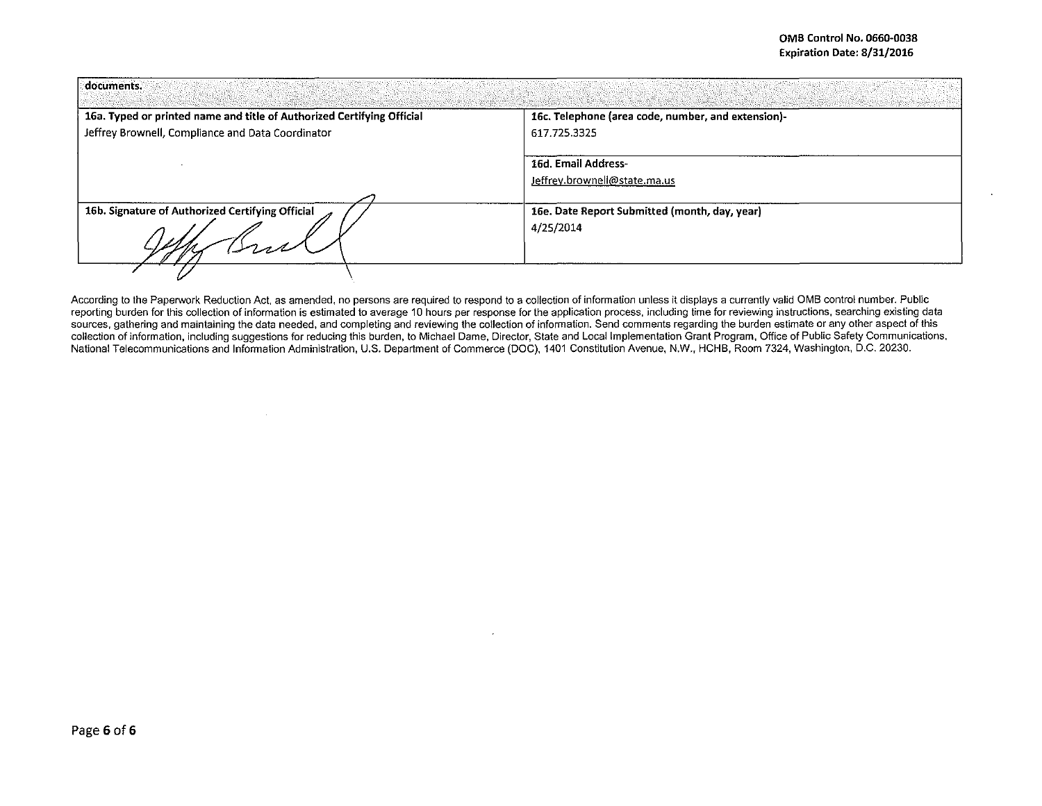OMB Control No. 0660-0038
Expiration Date: 8/31/2016

| | |
|---|---|
| documents. | |
| **16a. Typed or printed name and title of Authorized Certifying Official**<br>Jeffrey Brownell, Compliance and Data Coordinator | **16c. Telephone (area code, number, and extension)-**<br>617.725.3325 |
| | **16d. Email Address-**<br>Jeffrey.brownell@state.ma.us |
| **16b. Signature of Authorized Certifying Official** | **16e. Date Report Submitted (month, day, year)**<br>4/25/2014 |

According to the Paperwork Reduction Act, as amended, no persons are required to respond to a collection of information unless it displays a currently valid OMB control number. Public reporting burden for this collection of information is estimated to average 10 hours per response for the application process, including time for reviewing instructions, searching existing data sources, gathering and maintaining the data needed, and completing and reviewing the collection of information. Send comments regarding the burden estimate or any other aspect of this collection of information, including suggestions for reducing this burden, to Michael Dame, Director, State and Local Implementation Grant Program, Office of Public Safety Communications, National Telecommunications and Information Administration, U.S. Department of Commerce (DOC), 1401 Constitution Avenue, N.W., HCHB, Room 7324, Washington, D.C. 20230.